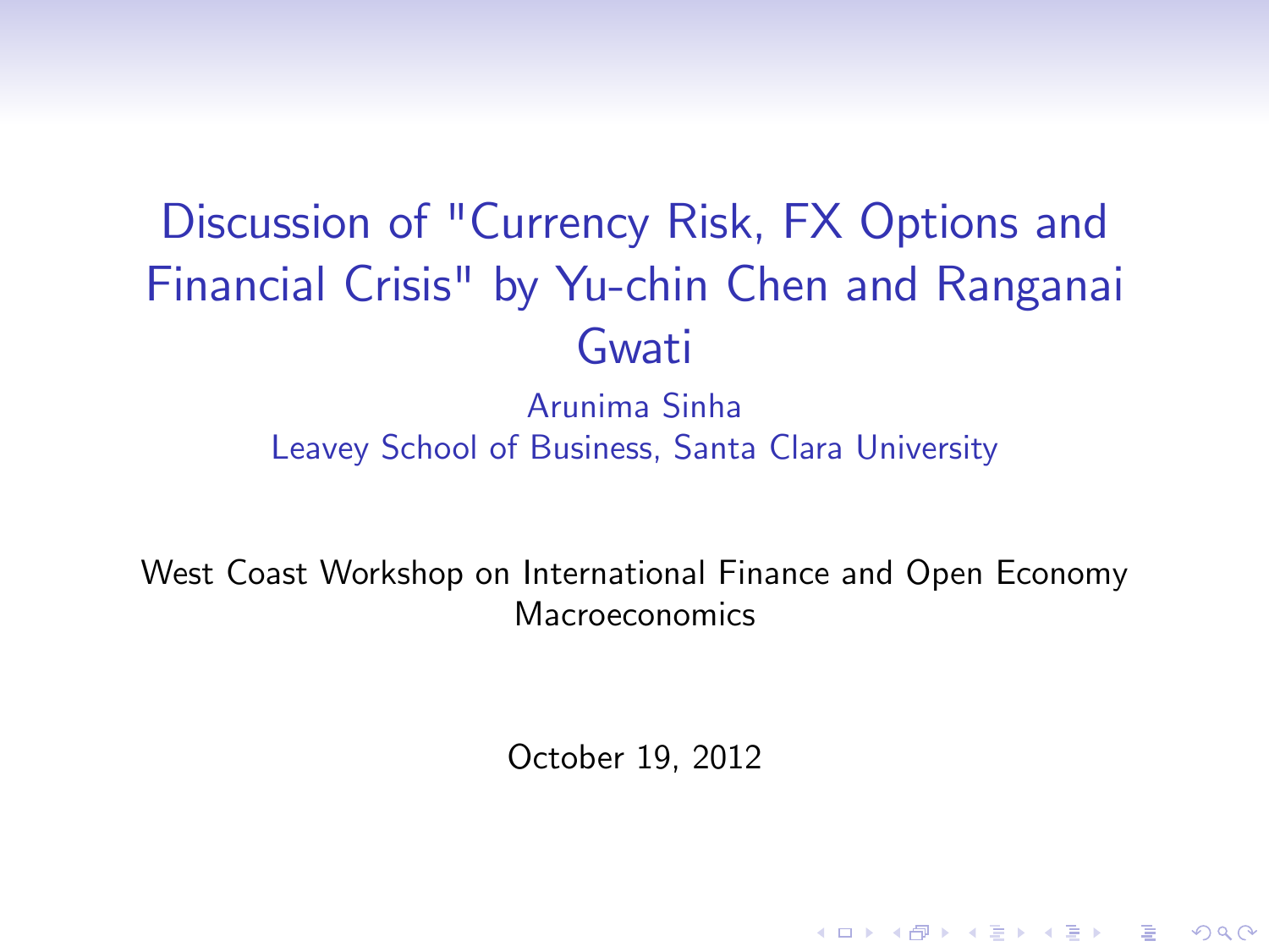# Discussion of "Currency Risk, FX Options and Financial Crisis" by Yu-chin Chen and Ranganai Gwati

Arunima Sinha

Leavey School of Business, Santa Clara University

West Coast Workshop on International Finance and Open Economy Macroeconomics

October 19, 2012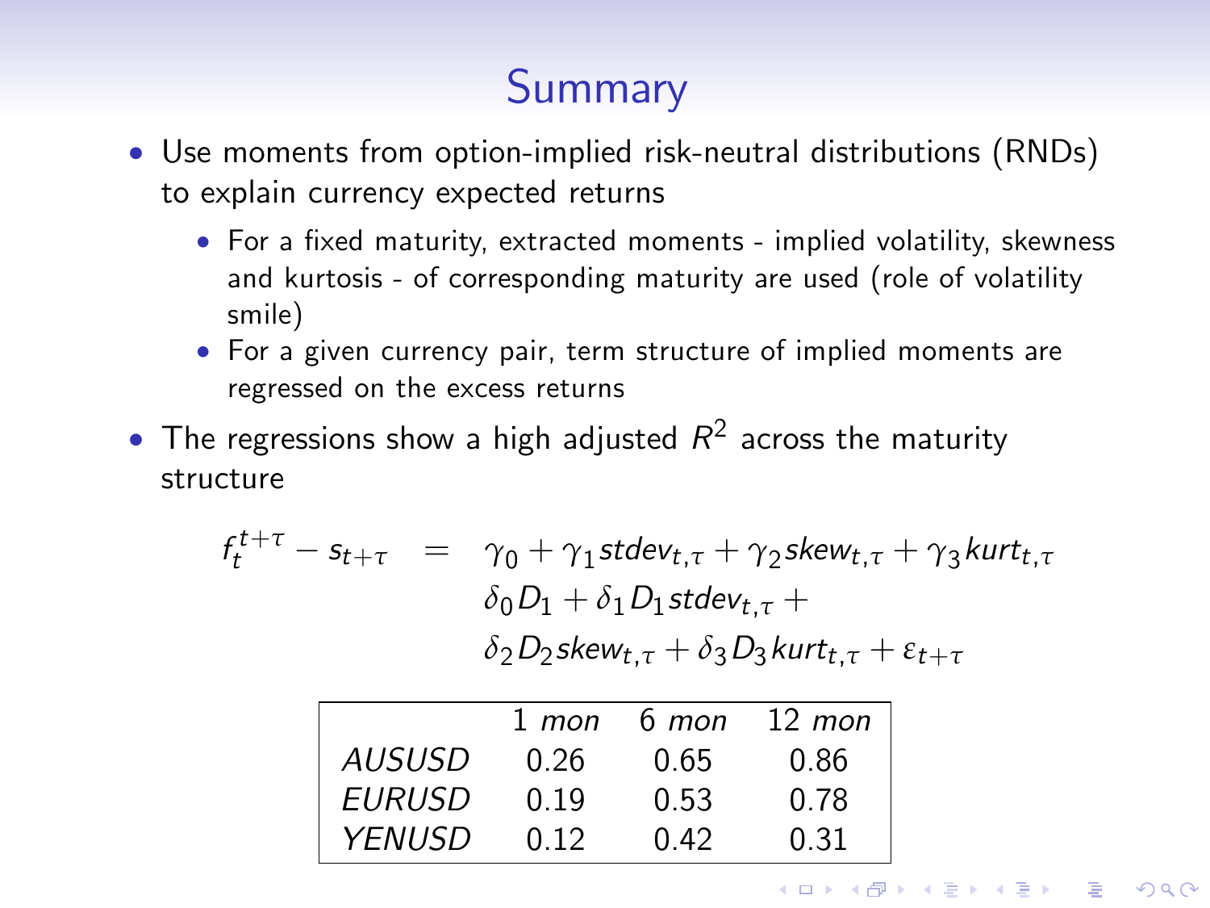# Summary

- Use moments from option-implied risk-neutral distributions (RNDs) to explain currency expected returns
  - For a fixed maturity, extracted moments - implied volatility, skewness and kurtosis - of corresponding maturity are used (role of volatility smile)
  - For a given currency pair, term structure of implied moments are regressed on the excess returns
- The regressions show a high adjusted $R^2$ across the maturity structure

$$
\begin{aligned}
f_t^{t+\tau} - s_{t+\tau} \quad = \quad & \gamma_0 + \gamma_1 stdev_{t,\tau} + \gamma_2 skew_{t,\tau} + \gamma_3 kurt_{t,\tau} \\
& \delta_0 D_1 + \delta_1 D_1 stdev_{t,\tau} + \\
& \delta_2 D_2 skew_{t,\tau} + \delta_3 D_3 kurt_{t,\tau} + \varepsilon_{t+\tau}
\end{aligned}
$$

| | 1 *mon* | 6 *mon* | 12 *mon* |
|---|---|---|---|
| *AUSUSD* | 0.26 | 0.65 | 0.86 |
| *EURUSD* | 0.19 | 0.53 | 0.78 |
| *YENUSD* | 0.12 | 0.42 | 0.31 |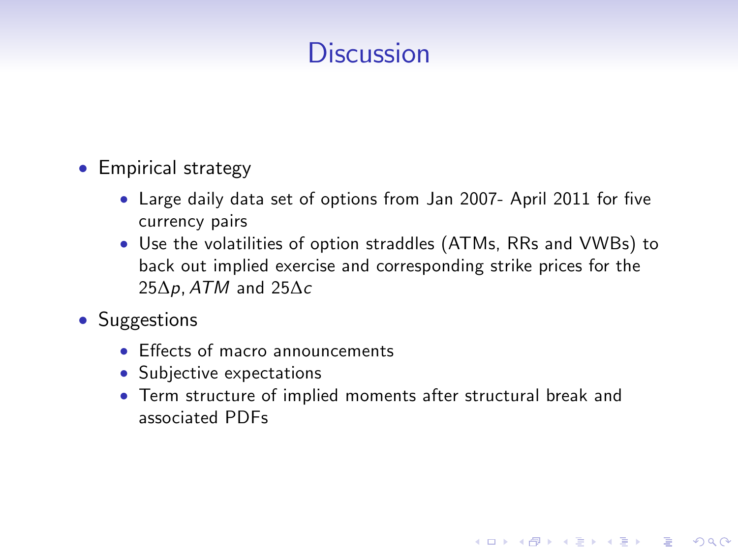# Discussion

- Empirical strategy
  - Large daily data set of options from Jan 2007- April 2011 for five currency pairs
  - Use the volatilities of option straddles (ATMs, RRs and VWBs) to back out implied exercise and corresponding strike prices for the $25\Delta p, ATM$ and $25\Delta c$
- Suggestions
  - Effects of macro announcements
  - Subjective expectations
  - Term structure of implied moments after structural break and associated PDFs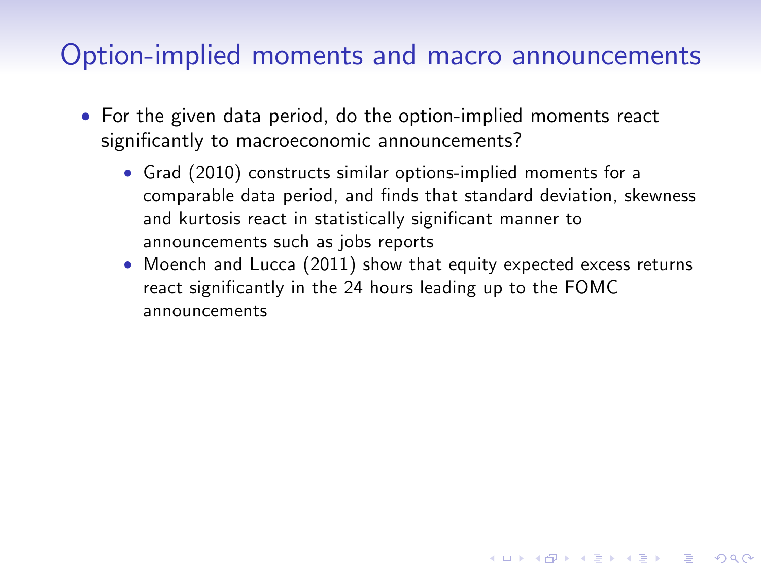## Option-implied moments and macro announcements

- For the given data period, do the option-implied moments react significantly to macroeconomic announcements?
  - Grad (2010) constructs similar options-implied moments for a comparable data period, and finds that standard deviation, skewness and kurtosis react in statistically significant manner to announcements such as jobs reports
  - Moench and Lucca (2011) show that equity expected excess returns react significantly in the 24 hours leading up to the FOMC announcements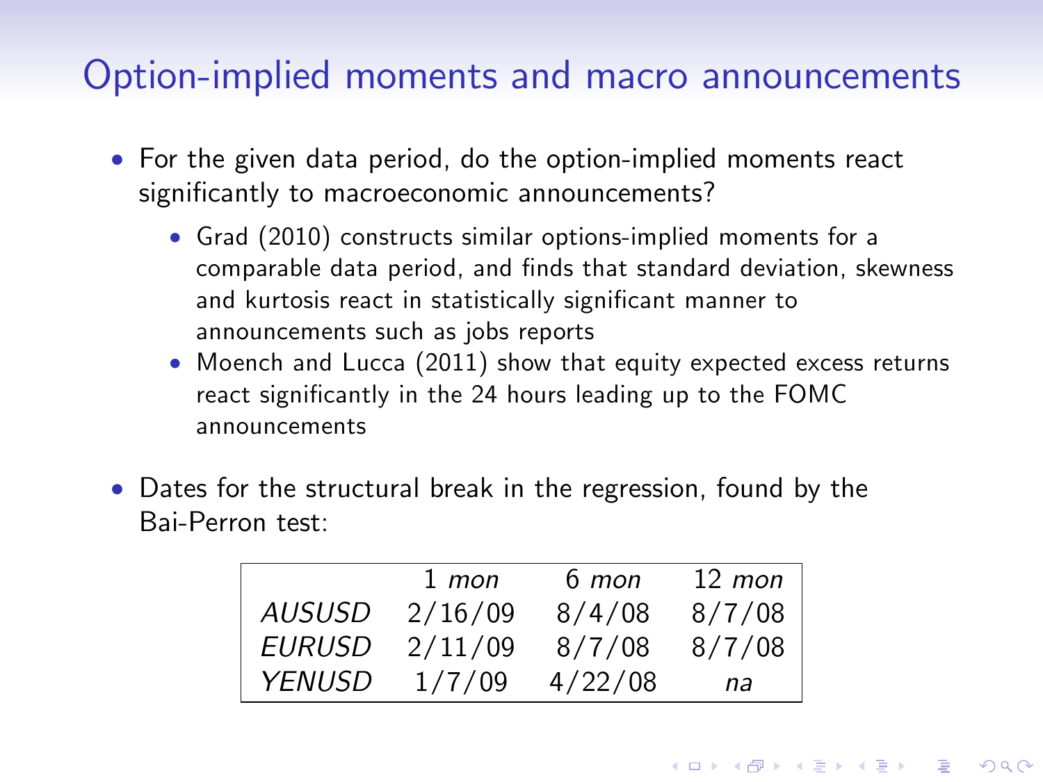# Option-implied moments and macro announcements

- For the given data period, do the option-implied moments react significantly to macroeconomic announcements?
  - Grad (2010) constructs similar options-implied moments for a comparable data period, and finds that standard deviation, skewness and kurtosis react in statistically significant manner to announcements such as jobs reports
  - Moench and Lucca (2011) show that equity expected excess returns react significantly in the 24 hours leading up to the FOMC announcements
- Dates for the structural break in the regression, found by the Bai-Perron test:

| | 1 *mon* | 6 *mon* | 12 *mon* |
|---|---|---|---|
| *AUSUSD* | 2/16/09 | 8/4/08 | 8/7/08 |
| *EURUSD* | 2/11/09 | 8/7/08 | 8/7/08 |
| *YENUSD* | 1/7/09 | 4/22/08 | *na* |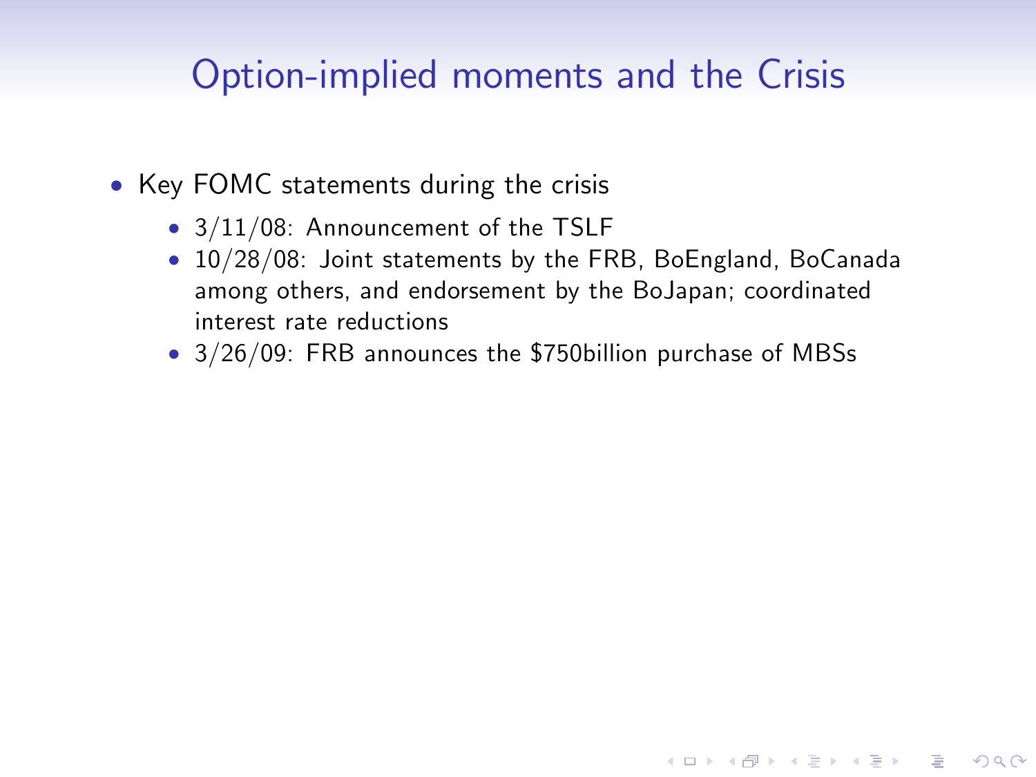# Option-implied moments and the Crisis

- Key FOMC statements during the crisis
  - 3/11/08: Announcement of the TSLF
  - 10/28/08: Joint statements by the FRB, BoEngland, BoCanada among others, and endorsement by the BoJapan; coordinated interest rate reductions
  - 3/26/09: FRB announces the $750billion purchase of MBSs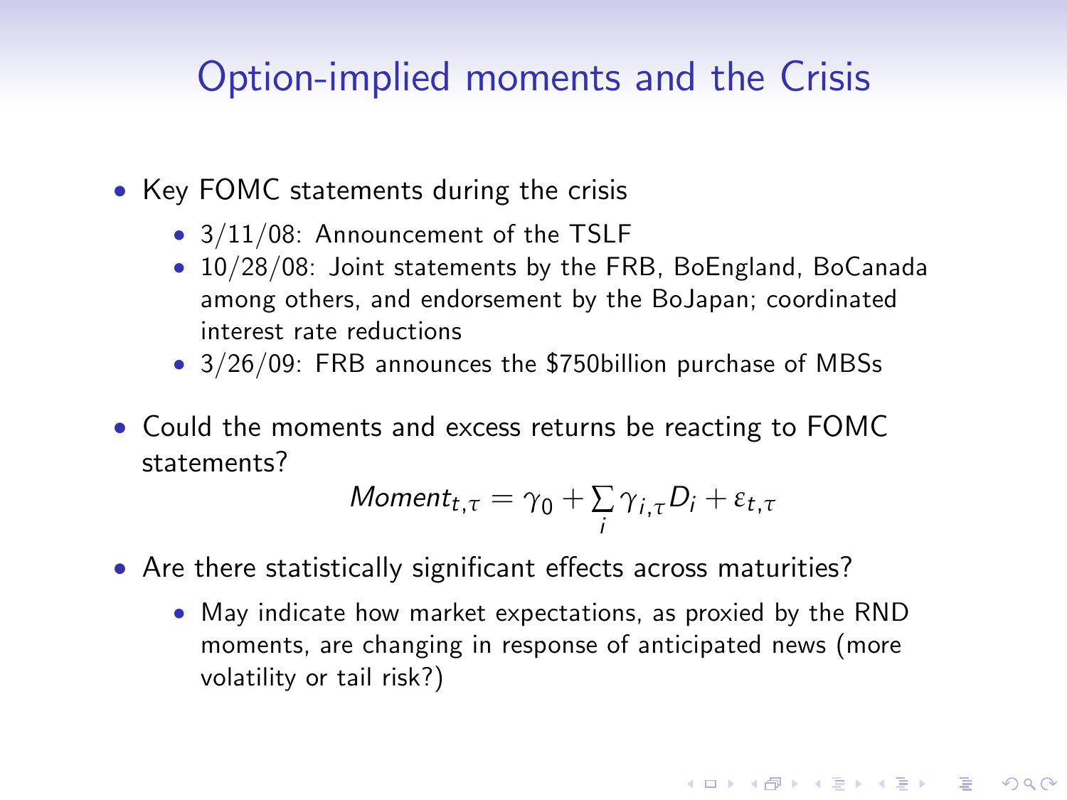# Option-implied moments and the Crisis

- Key FOMC statements during the crisis
  - 3/11/08: Announcement of the TSLF
  - 10/28/08: Joint statements by the FRB, BoEngland, BoCanada among others, and endorsement by the BoJapan; coordinated interest rate reductions
  - 3/26/09: FRB announces the $750billion purchase of MBSs
- Could the moments and excess returns be reacting to FOMC statements?

$$Moment_{t,\tau} = \gamma_0 + \sum_i \gamma_{i,\tau} D_i + \varepsilon_{t,\tau}$$

- Are there statistically significant effects across maturities?
  - May indicate how market expectations, as proxied by the RND moments, are changing in response of anticipated news (more volatility or tail risk?)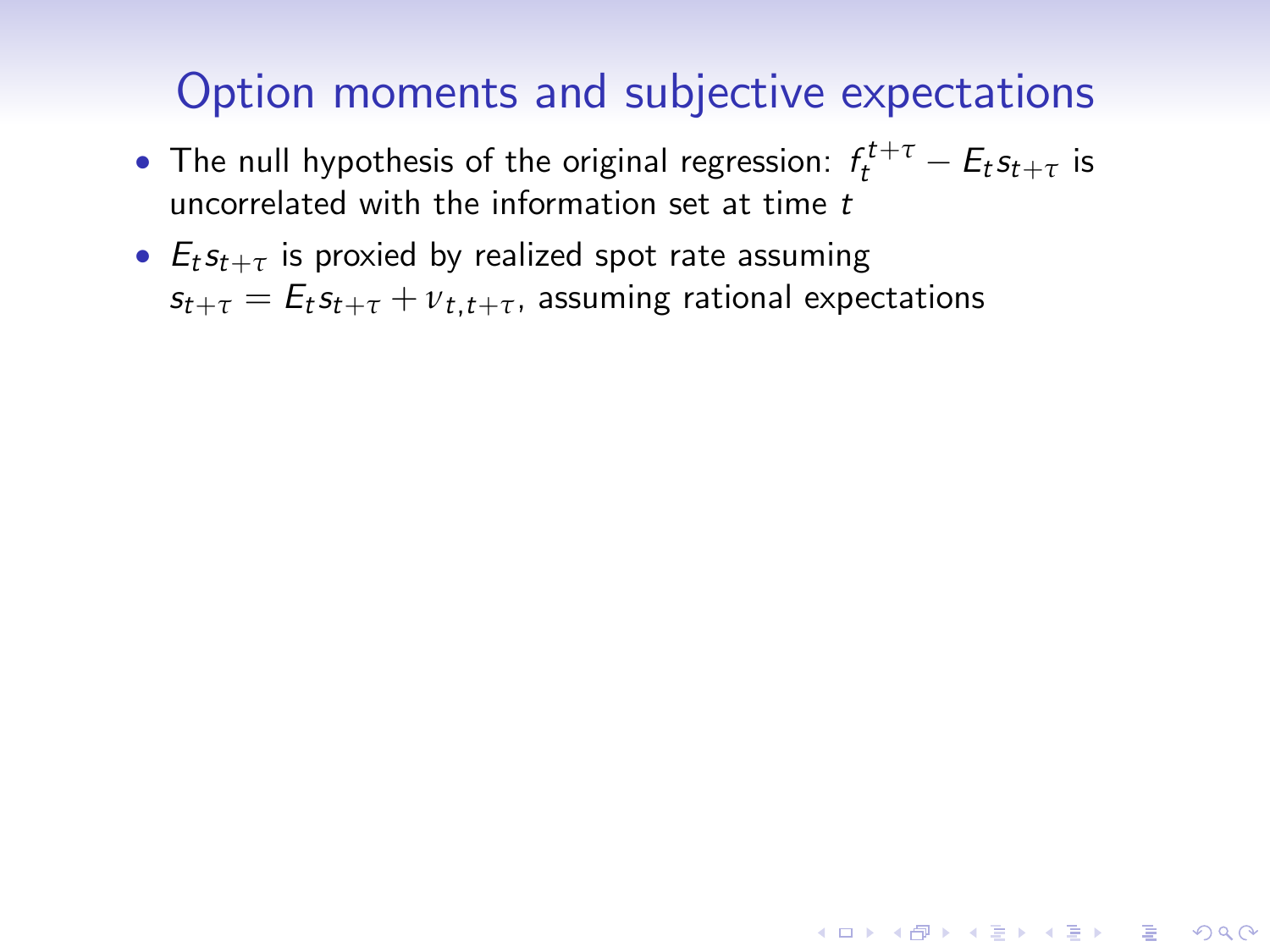# Option moments and subjective expectations

- The null hypothesis of the original regression: $f_t^{t+\tau} - E_t s_{t+\tau}$ is uncorrelated with the information set at time $t$
- $E_t s_{t+\tau}$ is proxied by realized spot rate assuming $s_{t+\tau} = E_t s_{t+\tau} + \nu_{t,t+\tau}$, assuming rational expectations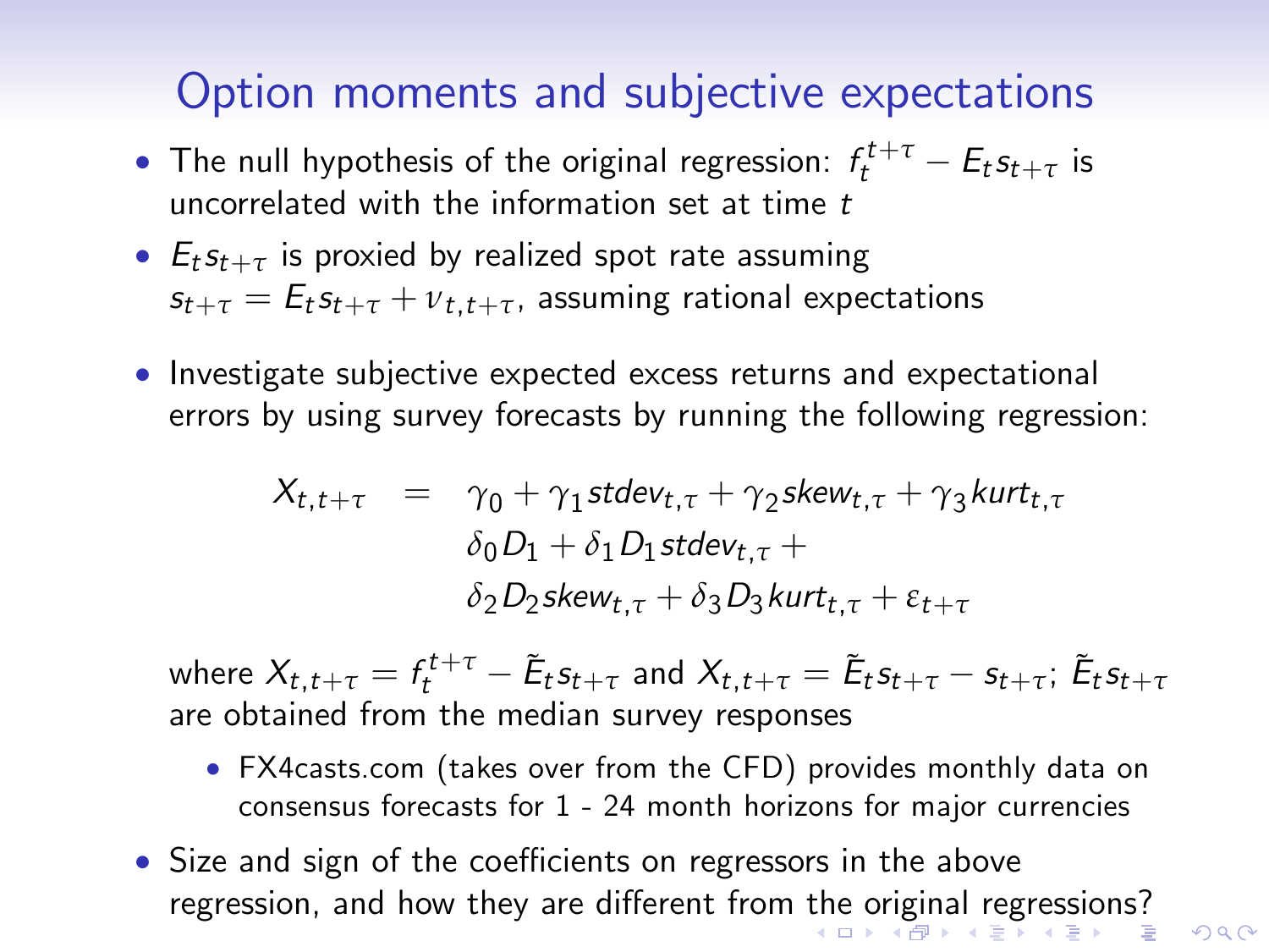# Option moments and subjective expectations

- The null hypothesis of the original regression: $f_t^{t+\tau} - E_t s_{t+\tau}$ is uncorrelated with the information set at time $t$
- $E_t s_{t+\tau}$ is proxied by realized spot rate assuming $s_{t+\tau} = E_t s_{t+\tau} + \nu_{t,t+\tau}$, assuming rational expectations
- Investigate subjective expected excess returns and expectational errors by using survey forecasts by running the following regression:

$$
\begin{aligned}
X_{t,t+\tau} \quad = \quad & \gamma_0 + \gamma_1 stdev_{t,\tau} + \gamma_2 skew_{t,\tau} + \gamma_3 kurt_{t,\tau} \\
& \delta_0 D_1 + \delta_1 D_1 stdev_{t,\tau} + \\
& \delta_2 D_2 skew_{t,\tau} + \delta_3 D_3 kurt_{t,\tau} + \varepsilon_{t+\tau}
\end{aligned}
$$

  where $X_{t,t+\tau} = f_t^{t+\tau} - \tilde{E}_t s_{t+\tau}$ and $X_{t,t+\tau} = \tilde{E}_t s_{t+\tau} - s_{t+\tau}$; $\tilde{E}_t s_{t+\tau}$ are obtained from the median survey responses

  - FX4casts.com (takes over from the CFD) provides monthly data on consensus forecasts for 1 - 24 month horizons for major currencies

- Size and sign of the coefficients on regressors in the above regression, and how they are different from the original regressions?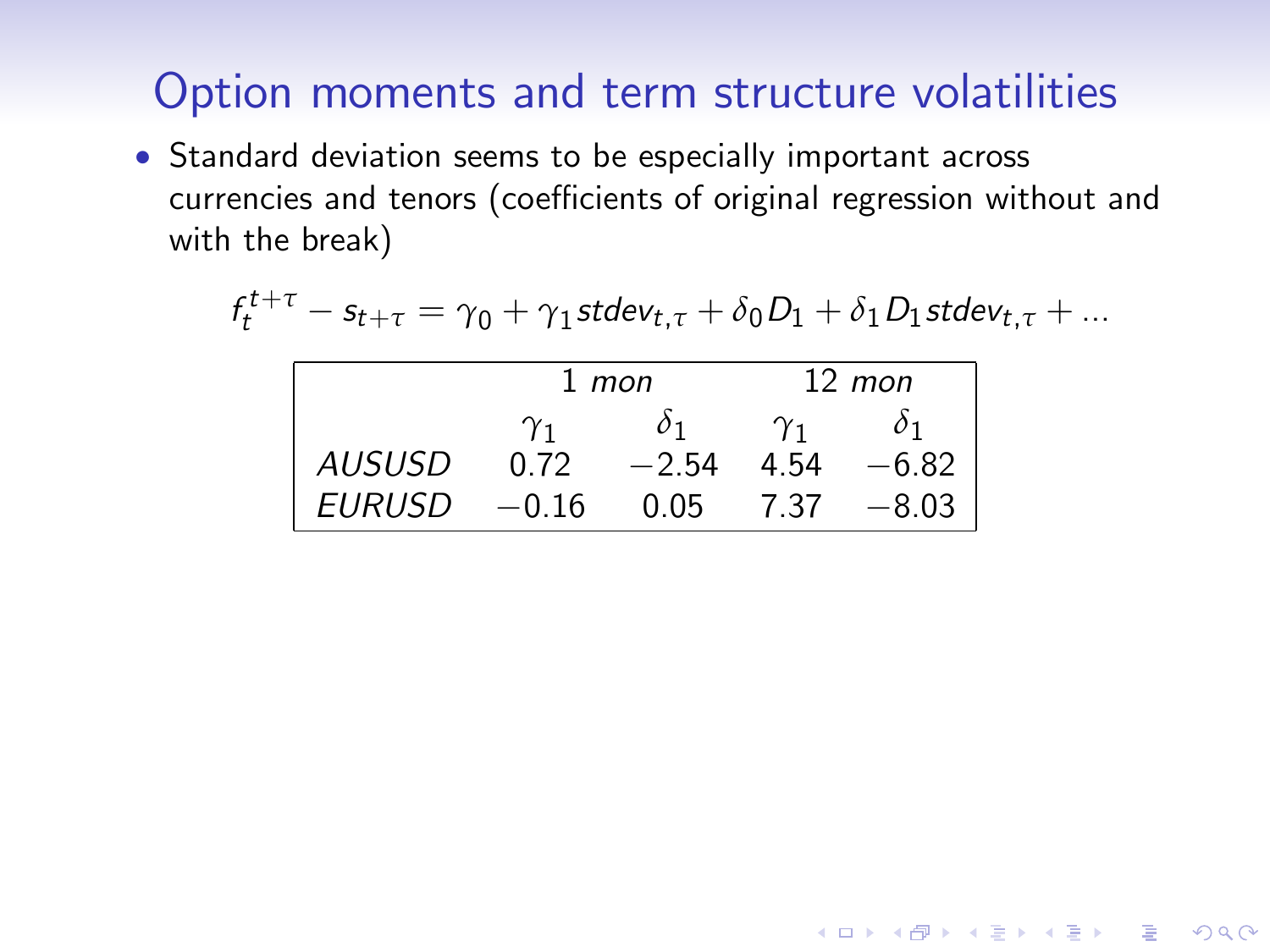# Option moments and term structure volatilities

- Standard deviation seems to be especially important across currencies and tenors (coefficients of original regression without and with the break)

$$f_t^{t+\tau} - s_{t+\tau} = \gamma_0 + \gamma_1 stdev_{t,\tau} + \delta_0 D_1 + \delta_1 D_1 stdev_{t,\tau} + \ldots$$

| | *1 mon* | | *12 mon* | |
|---|---|---|---|---|
| | $\gamma_1$ | $\delta_1$ | $\gamma_1$ | $\delta_1$ |
| *AUSUSD* | 0.72 | −2.54 | 4.54 | −6.82 |
| *EURUSD* | −0.16 | 0.05 | 7.37 | −8.03 |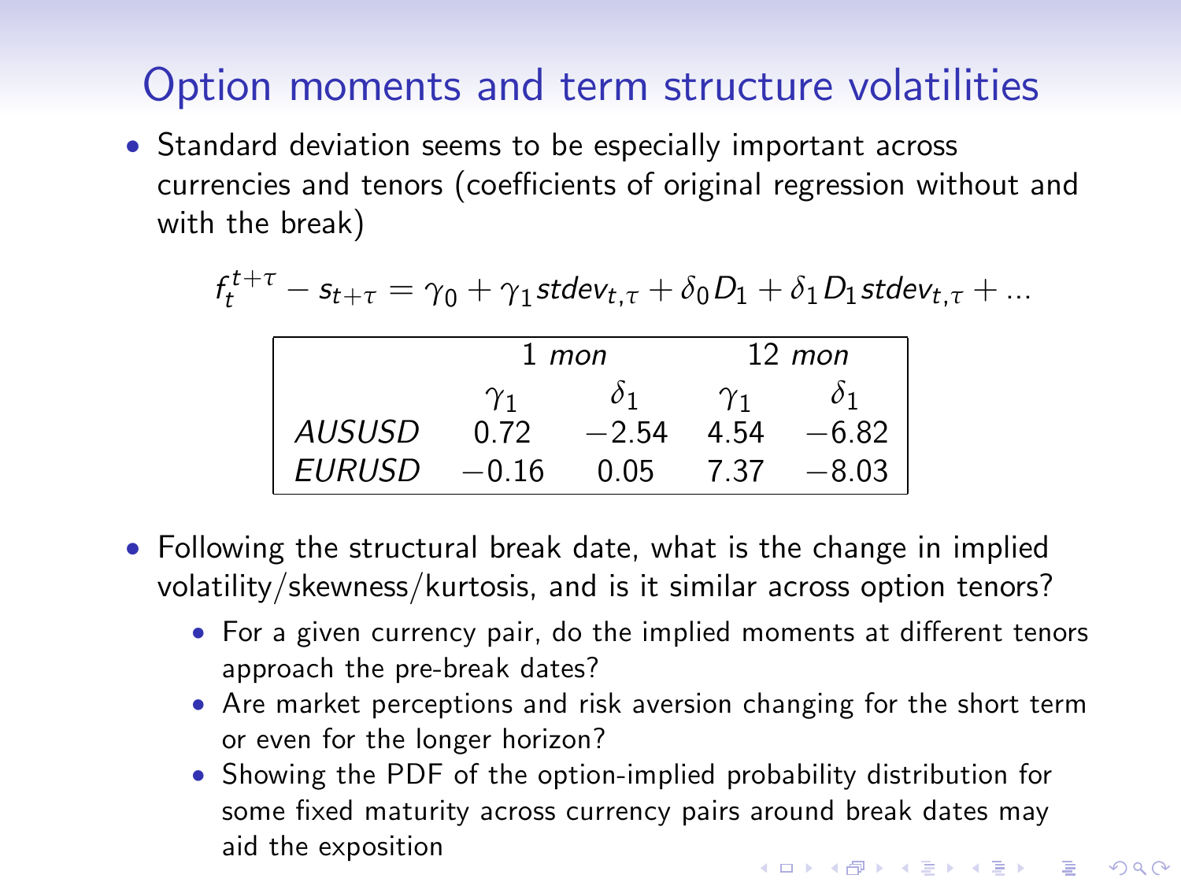## Option moments and term structure volatilities

- Standard deviation seems to be especially important across currencies and tenors (coefficients of original regression without and with the break)

$$f_t^{t+\tau} - s_{t+\tau} = \gamma_0 + \gamma_1 stdev_{t,\tau} + \delta_0 D_1 + \delta_1 D_1 stdev_{t,\tau} + \ldots$$

| | *1 mon* | | *12 mon* | |
|---|---|---|---|---|
| | $\gamma_1$ | $\delta_1$ | $\gamma_1$ | $\delta_1$ |
| *AUSUSD* | 0.72 | −2.54 | 4.54 | −6.82 |
| *EURUSD* | −0.16 | 0.05 | 7.37 | −8.03 |

- Following the structural break date, what is the change in implied volatility/skewness/kurtosis, and is it similar across option tenors?
  - For a given currency pair, do the implied moments at different tenors approach the pre-break dates?
  - Are market perceptions and risk aversion changing for the short term or even for the longer horizon?
  - Showing the PDF of the option-implied probability distribution for some fixed maturity across currency pairs around break dates may aid the exposition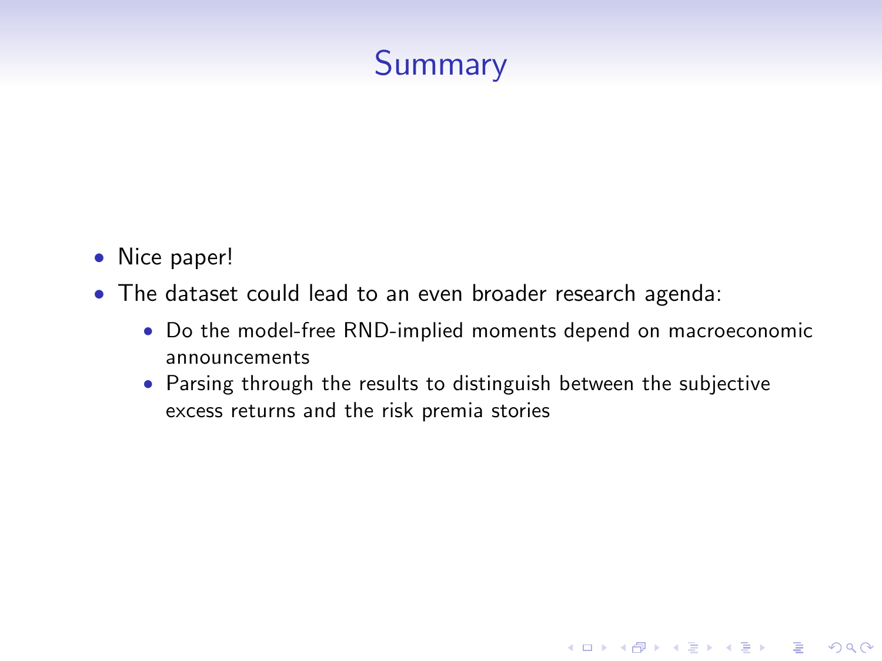# Summary

- Nice paper!
- The dataset could lead to an even broader research agenda:
  - Do the model-free RND-implied moments depend on macroeconomic announcements
  - Parsing through the results to distinguish between the subjective excess returns and the risk premia stories